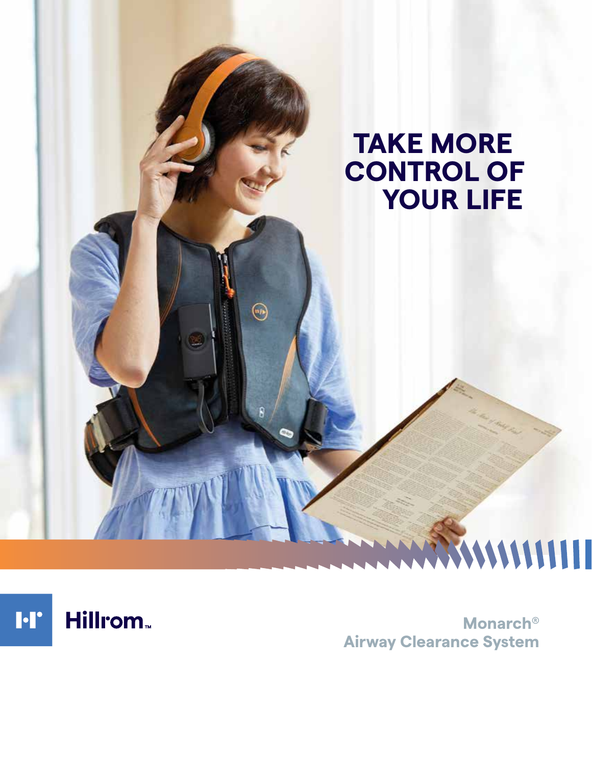# TAKE MORE CONTROL OF YOUR LIFE

Hillrom™

Monarch®
Airway Clearance System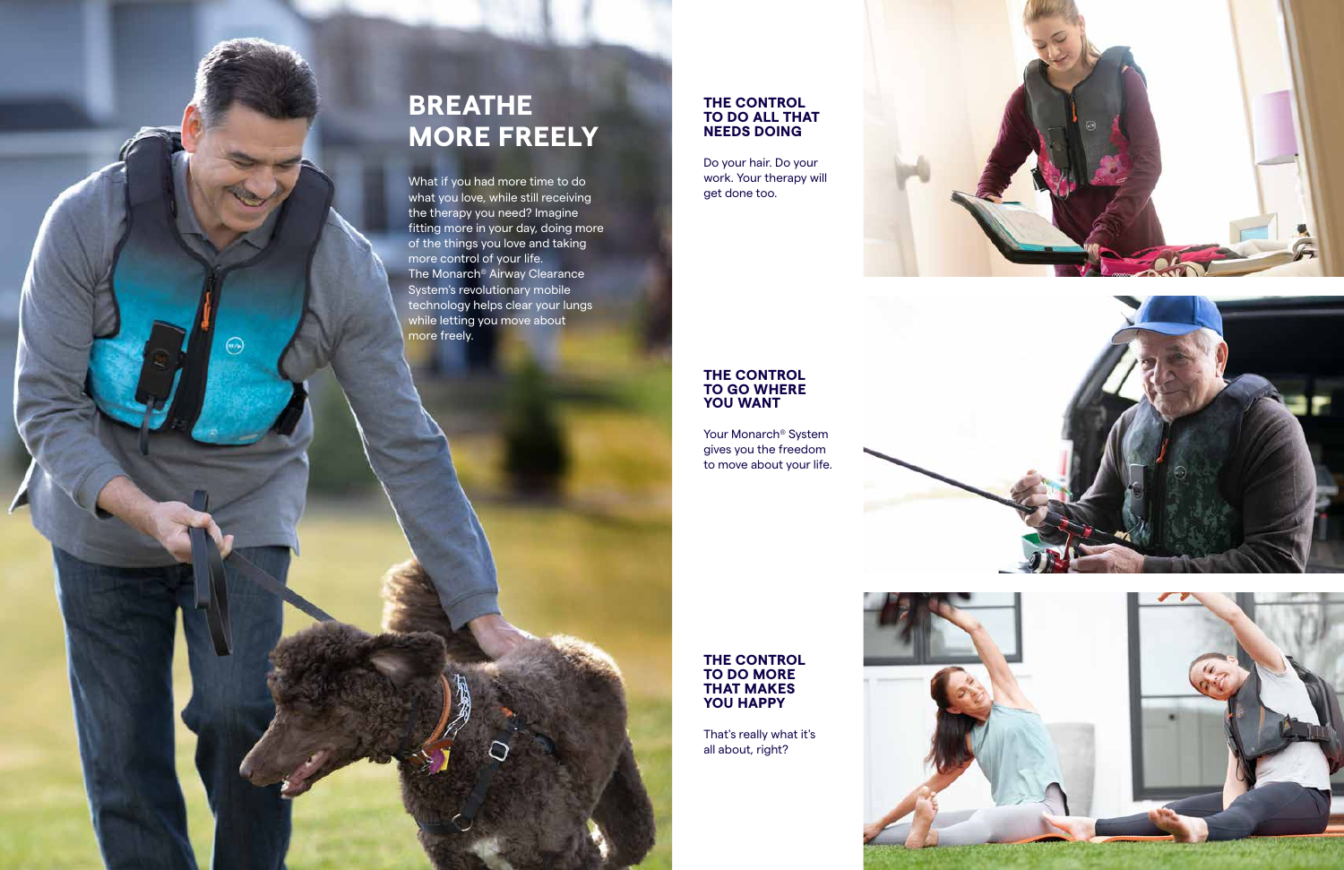# BREATHE MORE FREELY

What if you had more time to do what you love, while still receiving the therapy you need? Imagine fitting more in your day, doing more of the things you love and taking more control of your life. The Monarch® Airway Clearance System's revolutionary mobile technology helps clear your lungs while letting you move about more freely.

## THE CONTROL TO DO ALL THAT NEEDS DOING

Do your hair. Do your work. Your therapy will get done too.

## THE CONTROL TO GO WHERE YOU WANT

Your Monarch® System gives you the freedom to move about your life.

## THE CONTROL TO DO MORE THAT MAKES YOU HAPPY

That's really what it's all about, right?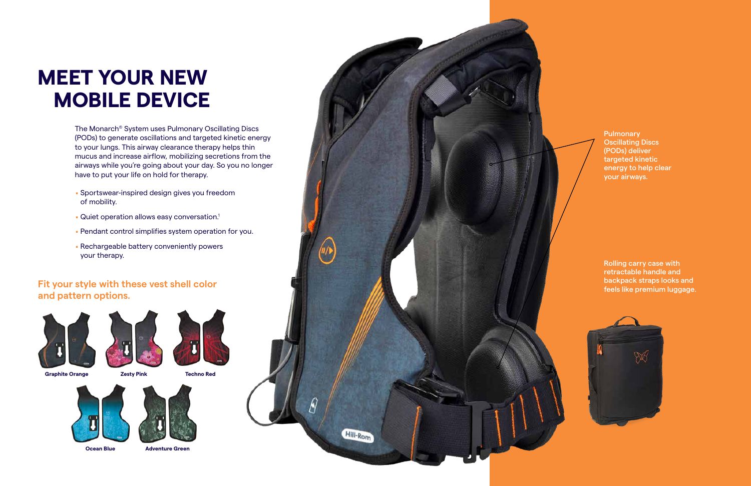# MEET YOUR NEW MOBILE DEVICE

The Monarch® System uses Pulmonary Oscillating Discs (PODs) to generate oscillations and targeted kinetic energy to your lungs. This airway clearance therapy helps thin mucus and increase airflow, mobilizing secretions from the airways while you're going about your day. So you no longer have to put your life on hold for therapy.

- Sportswear-inspired design gives you freedom of mobility.
- Quiet operation allows easy conversation.[1]
- Pendant control simplifies system operation for you.
- Rechargeable battery conveniently powers your therapy.

## Fit your style with these vest shell color and pattern options.

Graphite Orange

Zesty Pink

Techno Red

Ocean Blue

Adventure Green

Pulmonary Oscillating Discs (PODs) deliver targeted kinetic energy to help clear your airways.

Rolling carry case with retractable handle and backpack straps looks and feels like premium luggage.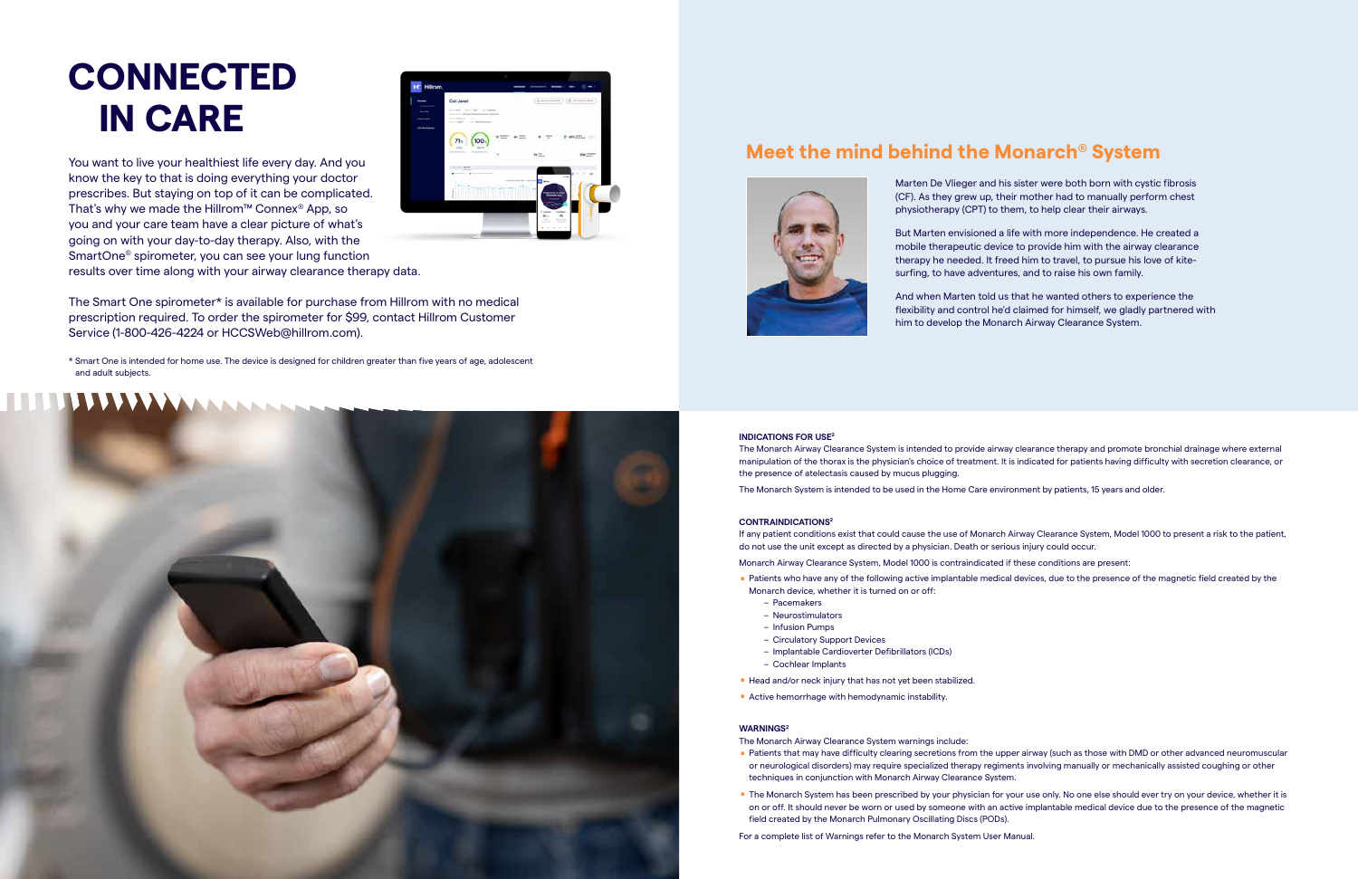# CONNECTED IN CARE

You want to live your healthiest life every day. And you know the key to that is doing everything your doctor prescribes. But staying on top of it can be complicated. That's why we made the Hillrom™ Connex® App, so you and your care team have a clear picture of what's going on with your day-to-day therapy. Also, with the SmartOne® spirometer, you can see your lung function results over time along with your airway clearance therapy data.

The Smart One spirometer* is available for purchase from Hillrom with no medical prescription required. To order the spirometer for $99, contact Hillrom Customer Service (1-800-426-4224 or HCCSWeb@hillrom.com).

\* Smart One is intended for home use. The device is designed for children greater than five years of age, adolescent and adult subjects.

## Meet the mind behind the Monarch® System

Marten De Vlieger and his sister were both born with cystic fibrosis (CF). As they grew up, their mother had to manually perform chest physiotherapy (CPT) to them, to help clear their airways.

But Marten envisioned a life with more independence. He created a mobile therapeutic device to provide him with the airway clearance therapy he needed. It freed him to travel, to pursue his love of kite-surfing, to have adventures, and to raise his own family.

And when Marten told us that he wanted others to experience the flexibility and control he'd claimed for himself, we gladly partnered with him to develop the Monarch Airway Clearance System.

**INDICATIONS FOR USE[2]**

The Monarch Airway Clearance System is intended to provide airway clearance therapy and promote bronchial drainage where external manipulation of the thorax is the physician's choice of treatment. It is indicated for patients having difficulty with secretion clearance, or the presence of atelectasis caused by mucus plugging.

The Monarch System is intended to be used in the Home Care environment by patients, 15 years and older.

**CONTRAINDICATIONS[2]**

If any patient conditions exist that could cause the use of Monarch Airway Clearance System, Model 1000 to present a risk to the patient, do not use the unit except as directed by a physician. Death or serious injury could occur.

Monarch Airway Clearance System, Model 1000 is contraindicated if these conditions are present:

- Patients who have any of the following active implantable medical devices, due to the presence of the magnetic field created by the Monarch device, whether it is turned on or off:
  - Pacemakers
  - Neurostimulators
  - Infusion Pumps
  - Circulatory Support Devices
  - Implantable Cardioverter Defibrillators (ICDs)
  - Cochlear Implants
- Head and/or neck injury that has not yet been stabilized.
- Active hemorrhage with hemodynamic instability.

**WARNINGS[2]**

The Monarch Airway Clearance System warnings include:

- Patients that may have difficulty clearing secretions from the upper airway (such as those with DMD or other advanced neuromuscular or neurological disorders) may require specialized therapy regiments involving manually or mechanically assisted coughing or other techniques in conjunction with Monarch Airway Clearance System.
- The Monarch System has been prescribed by your physician for your use only. No one else should ever try on your device, whether it is on or off. It should never be worn or used by someone with an active implantable medical device due to the presence of the magnetic field created by the Monarch Pulmonary Oscillating Discs (PODs).

For a complete list of Warnings refer to the Monarch System User Manual.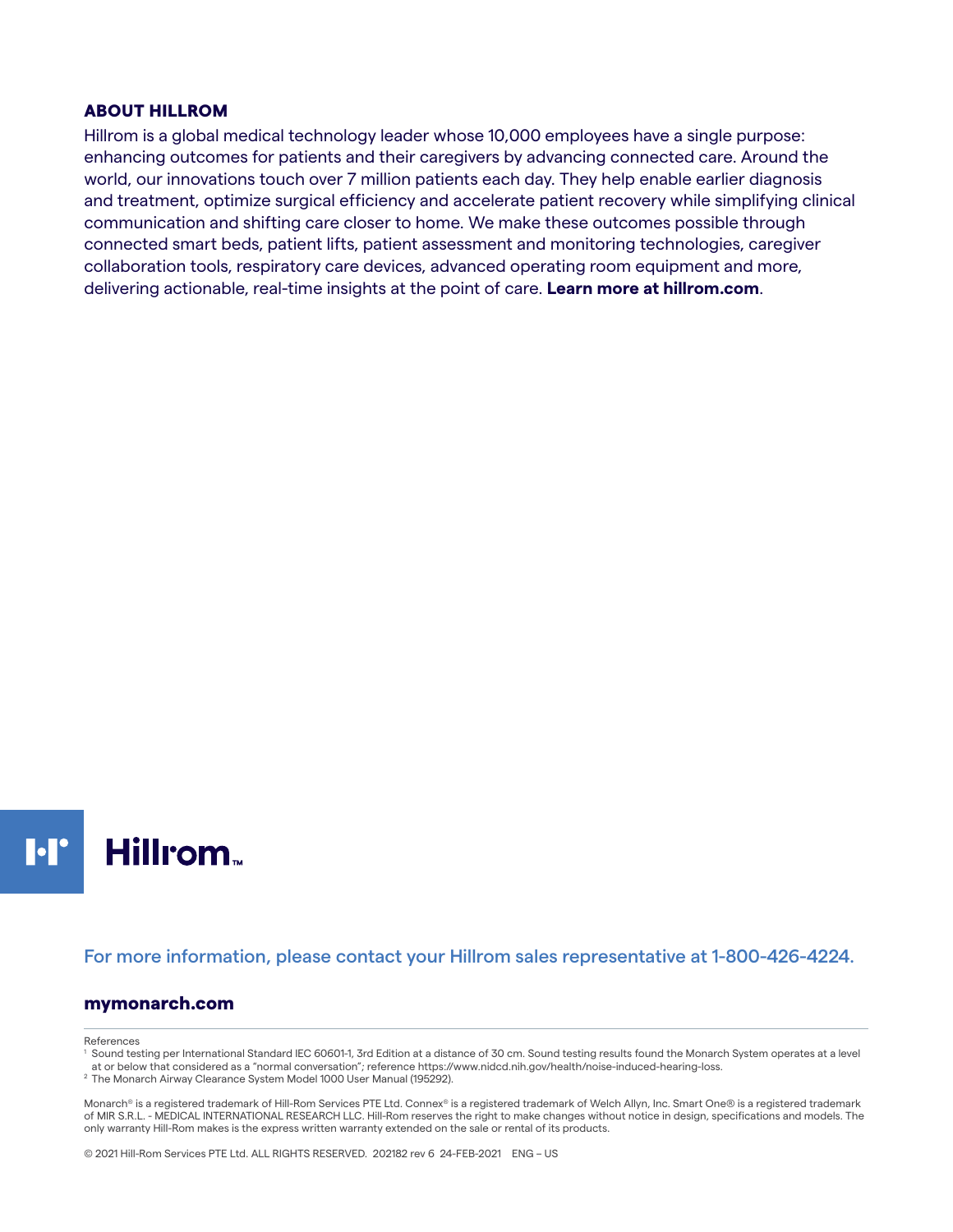## ABOUT HILLROM

Hillrom is a global medical technology leader whose 10,000 employees have a single purpose: enhancing outcomes for patients and their caregivers by advancing connected care. Around the world, our innovations touch over 7 million patients each day. They help enable earlier diagnosis and treatment, optimize surgical efficiency and accelerate patient recovery while simplifying clinical communication and shifting care closer to home. We make these outcomes possible through connected smart beds, patient lifts, patient assessment and monitoring technologies, caregiver collaboration tools, respiratory care devices, advanced operating room equipment and more, delivering actionable, real-time insights at the point of care. **Learn more at hillrom.com**.

Hillrom™

For more information, please contact your Hillrom sales representative at 1-800-426-4224.

**mymonarch.com**

References

[1] Sound testing per International Standard IEC 60601-1, 3rd Edition at a distance of 30 cm. Sound testing results found the Monarch System operates at a level at or below that considered as a "normal conversation"; reference https://www.nidcd.nih.gov/health/noise-induced-hearing-loss.

[2] The Monarch Airway Clearance System Model 1000 User Manual (195292).

Monarch® is a registered trademark of Hill-Rom Services PTE Ltd. Connex® is a registered trademark of Welch Allyn, Inc. Smart One® is a registered trademark of MIR S.R.L. - MEDICAL INTERNATIONAL RESEARCH LLC. Hill-Rom reserves the right to make changes without notice in design, specifications and models. The only warranty Hill-Rom makes is the express written warranty extended on the sale or rental of its products.

© 2021 Hill-Rom Services PTE Ltd. ALL RIGHTS RESERVED. 202182 rev 6 24-FEB-2021 ENG – US